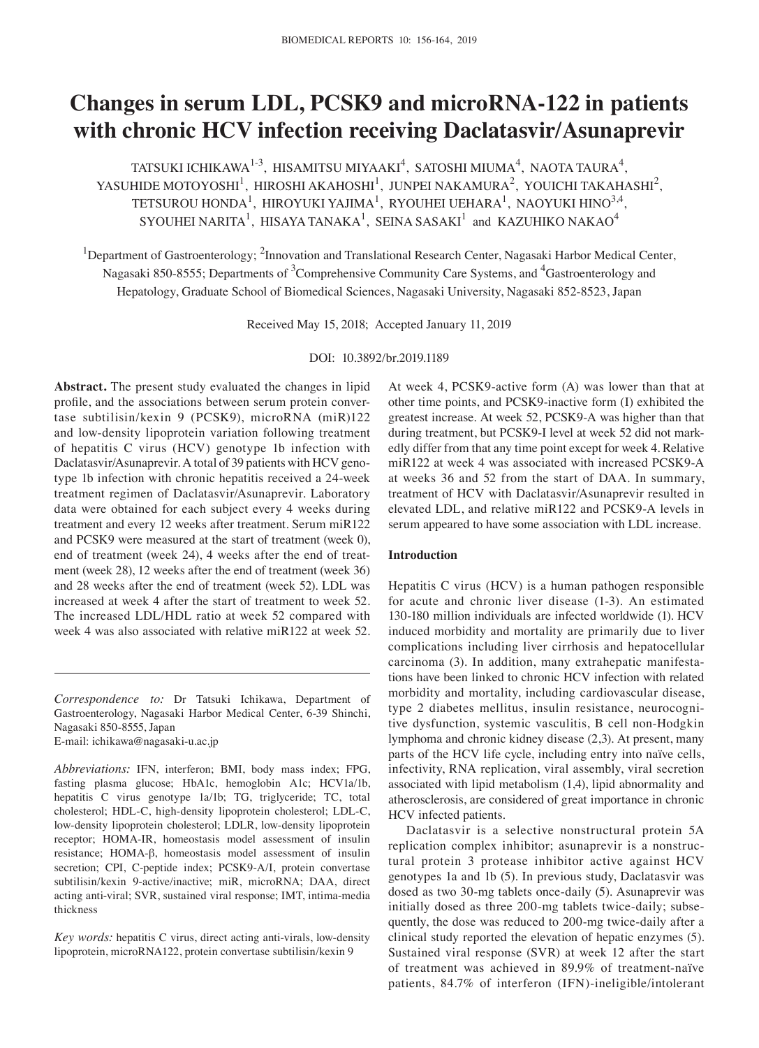# Changes in serum LDL, PCSK9 and microRNA-122 in patients with chronic HCV infection receiving Daclatasvir/Asunaprevir

TATSUKI ICHIKAWA[1-3], HISAMITSU MIYAAKI[4], SATOSHI MIUMA[4], NAOTA TAURA[4], YASUHIDE MOTOYOSHI[1], HIROSHI AKAHOSHI[1], JUNPEI NAKAMURA[2], YOUICHI TAKAHASHI[2], TETSUROU HONDA[1], HIROYUKI YAJIMA[1], RYOUHEI UEHARA[1], NAOYUKI HINO[3,4], SYOUHEI NARITA[1], HISAYA TANAKA[1], SEINA SASAKI[1] and KAZUHIKO NAKAO[4]

[1]Department of Gastroenterology; [2]Innovation and Translational Research Center, Nagasaki Harbor Medical Center, Nagasaki 850-8555; Departments of [3]Comprehensive Community Care Systems, and [4]Gastroenterology and Hepatology, Graduate School of Biomedical Sciences, Nagasaki University, Nagasaki 852-8523, Japan

Received May 15, 2018; Accepted January 11, 2019

DOI: 10.3892/br.2019.1189

**Abstract.** The present study evaluated the changes in lipid profile, and the associations between serum protein convertase subtilisin/kexin 9 (PCSK9), microRNA (miR)122 and low-density lipoprotein variation following treatment of hepatitis C virus (HCV) genotype 1b infection with Daclatasvir/Asunaprevir. A total of 39 patients with HCV genotype 1b infection with chronic hepatitis received a 24-week treatment regimen of Daclatasvir/Asunaprevir. Laboratory data were obtained for each subject every 4 weeks during treatment and every 12 weeks after treatment. Serum miR122 and PCSK9 were measured at the start of treatment (week 0), end of treatment (week 24), 4 weeks after the end of treatment (week 28), 12 weeks after the end of treatment (week 36) and 28 weeks after the end of treatment (week 52). LDL was increased at week 4 after the start of treatment to week 52. The increased LDL/HDL ratio at week 52 compared with week 4 was also associated with relative miR122 at week 52. At week 4, PCSK9-active form (A) was lower than that at other time points, and PCSK9-inactive form (I) exhibited the greatest increase. At week 52, PCSK9-A was higher than that during treatment, but PCSK9-I level at week 52 did not markedly differ from that any time point except for week 4. Relative miR122 at week 4 was associated with increased PCSK9-A at weeks 36 and 52 from the start of DAA. In summary, treatment of HCV with Daclatasvir/Asunaprevir resulted in elevated LDL, and relative miR122 and PCSK9-A levels in serum appeared to have some association with LDL increase.

*Correspondence to:* Dr Tatsuki Ichikawa, Department of Gastroenterology, Nagasaki Harbor Medical Center, 6-39 Shinchi, Nagasaki 850-8555, Japan
E-mail: ichikawa@nagasaki-u.ac.jp

*Abbreviations:* IFN, interferon; BMI, body mass index; FPG, fasting plasma glucose; HbA1c, hemoglobin A1c; HCV1a/1b, hepatitis C virus genotype 1a/1b; TG, triglyceride; TC, total cholesterol; HDL-C, high-density lipoprotein cholesterol; LDL-C, low-density lipoprotein cholesterol; LDLR, low-density lipoprotein receptor; HOMA-IR, homeostasis model assessment of insulin resistance; HOMA-β, homeostasis model assessment of insulin secretion; CPI, C-peptide index; PCSK9-A/I, protein convertase subtilisin/kexin 9-active/inactive; miR, microRNA; DAA, direct acting anti-viral; SVR, sustained viral response; IMT, intima-media thickness

*Key words:* hepatitis C virus, direct acting anti-virals, low-density lipoprotein, microRNA122, protein convertase subtilisin/kexin 9

## Introduction

Hepatitis C virus (HCV) is a human pathogen responsible for acute and chronic liver disease (1-3). An estimated 130-180 million individuals are infected worldwide (1). HCV induced morbidity and mortality are primarily due to liver complications including liver cirrhosis and hepatocellular carcinoma (3). In addition, many extrahepatic manifestations have been linked to chronic HCV infection with related morbidity and mortality, including cardiovascular disease, type 2 diabetes mellitus, insulin resistance, neurocognitive dysfunction, systemic vasculitis, B cell non-Hodgkin lymphoma and chronic kidney disease (2,3). At present, many parts of the HCV life cycle, including entry into naïve cells, infectivity, RNA replication, viral assembly, viral secretion associated with lipid metabolism (1,4), lipid abnormality and atherosclerosis, are considered of great importance in chronic HCV infected patients.

Daclatasvir is a selective nonstructural protein 5A replication complex inhibitor; asunaprevir is a nonstructural protein 3 protease inhibitor active against HCV genotypes 1a and 1b (5). In previous study, Daclatasvir was dosed as two 30-mg tablets once-daily (5). Asunaprevir was initially dosed as three 200-mg tablets twice-daily; subsequently, the dose was reduced to 200-mg twice-daily after a clinical study reported the elevation of hepatic enzymes (5). Sustained viral response (SVR) at week 12 after the start of treatment was achieved in 89.9% of treatment-naïve patients, 84.7% of interferon (IFN)-ineligible/intolerant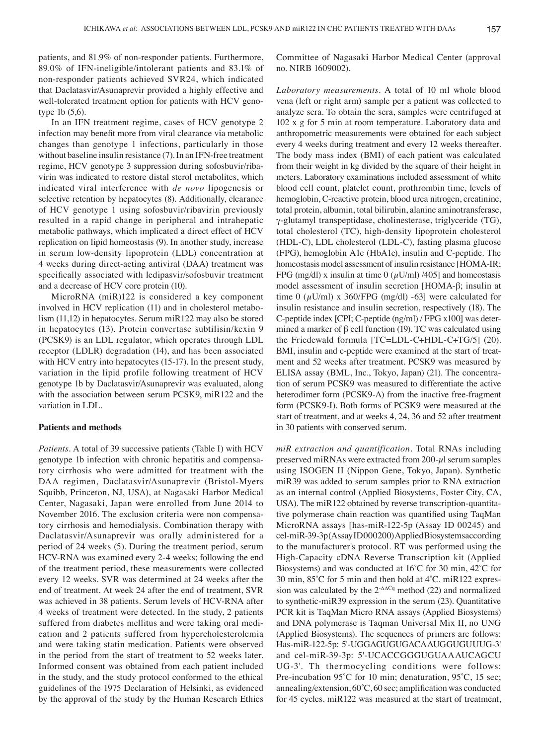patients, and 81.9% of non-responder patients. Furthermore, 89.0% of IFN-ineligible/intolerant patients and 83.1% of non-responder patients achieved SVR24, which indicated that Daclatasvir/Asunaprevir provided a highly effective and well-tolerated treatment option for patients with HCV genotype 1b (5,6).

In an IFN treatment regime, cases of HCV genotype 2 infection may benefit more from viral clearance via metabolic changes than genotype 1 infections, particularly in those without baseline insulin resistance (7). In an IFN-free treatment regime, HCV genotype 3 suppression during sofosbuvir/ribavirin was indicated to restore distal sterol metabolites, which indicated viral interference with *de novo* lipogenesis or selective retention by hepatocytes (8). Additionally, clearance of HCV genotype 1 using sofosbuvir/ribavirin previously resulted in a rapid change in peripheral and intrahepatic metabolic pathways, which implicated a direct effect of HCV replication on lipid homeostasis (9). In another study, increase in serum low-density lipoprotein (LDL) concentration at 4 weeks during direct-acting antiviral (DAA) treatment was specifically associated with ledipasvir/sofosbuvir treatment and a decrease of HCV core protein (10).

MicroRNA (miR)122 is considered a key component involved in HCV replication (11) and in cholesterol metabolism (11,12) in hepatocytes. Serum miR122 may also be stored in hepatocytes (13). Protein convertase subtilisin/kexin 9 (PCSK9) is an LDL regulator, which operates through LDL receptor (LDLR) degradation (14), and has been associated with HCV entry into hepatocytes (15-17). In the present study, variation in the lipid profile following treatment of HCV genotype 1b by Daclatasvir/Asunaprevir was evaluated, along with the association between serum PCSK9, miR122 and the variation in LDL.

## Patients and methods

*Patients.* A total of 39 successive patients (Table I) with HCV genotype 1b infection with chronic hepatitis and compensatory cirrhosis who were admitted for treatment with the DAA regimen, Daclatasvir/Asunaprevir (Bristol-Myers Squibb, Princeton, NJ, USA), at Nagasaki Harbor Medical Center, Nagasaki, Japan were enrolled from June 2014 to November 2016. The exclusion criteria were non compensatory cirrhosis and hemodialysis. Combination therapy with Daclatasvir/Asunaprevir was orally administered for a period of 24 weeks (5). During the treatment period, serum HCV-RNA was examined every 2-4 weeks; following the end of the treatment period, these measurements were collected every 12 weeks. SVR was determined at 24 weeks after the end of treatment. At week 24 after the end of treatment, SVR was achieved in 38 patients. Serum levels of HCV-RNA after 4 weeks of treatment were detected. In the study, 2 patients suffered from diabetes mellitus and were taking oral medication and 2 patients suffered from hypercholesterolemia and were taking statin medication. Patients were observed in the period from the start of treatment to 52 weeks later. Informed consent was obtained from each patient included in the study, and the study protocol conformed to the ethical guidelines of the 1975 Declaration of Helsinki, as evidenced by the approval of the study by the Human Research Ethics Committee of Nagasaki Harbor Medical Center (approval no. NIRB 1609002).

*Laboratory measurements.* A total of 10 ml whole blood vena (left or right arm) sample per a patient was collected to analyze sera. To obtain the sera, samples were centrifuged at 102 x g for 5 min at room temperature. Laboratory data and anthropometric measurements were obtained for each subject every 4 weeks during treatment and every 12 weeks thereafter. The body mass index (BMI) of each patient was calculated from their weight in kg divided by the square of their height in meters. Laboratory examinations included assessment of white blood cell count, platelet count, prothrombin time, levels of hemoglobin, C-reactive protein, blood urea nitrogen, creatinine, total protein, albumin, total bilirubin, alanine aminotransferase, γ-glutamyl transpeptidase, cholinesterase, triglyceride (TG), total cholesterol (TC), high-density lipoprotein cholesterol (HDL-C), LDL cholesterol (LDL-C), fasting plasma glucose (FPG), hemoglobin A1c (HbA1c), insulin and C-peptide. The homeostasis model assessment of insulin resistance [HOMA-IR; FPG (mg/dl) x insulin at time 0 ($\mu$U/ml) /405] and homeostasis model assessment of insulin secretion [HOMA-β; insulin at time 0 ($\mu$U/ml) x 360/FPG (mg/dl) -63] were calculated for insulin resistance and insulin secretion, respectively (18). The C-peptide index [CPI; C-peptide (ng/ml) / FPG x100] was determined a marker of β cell function (19). TC was calculated using the Friedewald formula [TC=LDL-C+HDL-C+TG/5] (20). BMI, insulin and c-peptide were examined at the start of treatment and 52 weeks after treatment. PCSK9 was measured by ELISA assay (BML, Inc., Tokyo, Japan) (21). The concentration of serum PCSK9 was measured to differentiate the active heterodimer form (PCSK9-A) from the inactive free-fragment form (PCSK9-I). Both forms of PCSK9 were measured at the start of treatment, and at weeks 4, 24, 36 and 52 after treatment in 30 patients with conserved serum.

*miR extraction and quantification.* Total RNAs including preserved miRNAs were extracted from 200-$\mu$l serum samples using ISOGEN II (Nippon Gene, Tokyo, Japan). Synthetic miR39 was added to serum samples prior to RNA extraction as an internal control (Applied Biosystems, Foster City, CA, USA). The miR122 obtained by reverse transcription-quantitative polymerase chain reaction was quantified using TaqMan MicroRNA assays [has-miR-122-5p (Assay ID 00245) and cel-miR-39-3p(AssayID000200)AppliedBiosystemsaccording to the manufacturer's protocol. RT was performed using the High-Capacity cDNA Reverse Transcription kit (Applied Biosystems) and was conducted at 16˚C for 30 min, 42˚C for 30 min, 85˚C for 5 min and then hold at 4˚C. miR122 expression was calculated by the $2^{-\Delta\Delta Cq}$ method (22) and normalized to synthetic-miR39 expression in the serum (23). Quantitative PCR kit is TaqMan Micro RNA assays (Applied Biosystems) and DNA polymerase is Taqman Universal Mix II, no UNG (Applied Biosystems). The sequences of primers are follows: Has-miR-122-5p: 5'-UGGAGUGUGACAAUGGUGUUUG-3' and cel-miR-39-3p: 5'-UCACCGGGUGUAAAUCAGCU UG-3'. Th thermocycling conditions were follows: Pre-incubation 95˚C for 10 min; denaturation, 95˚C, 15 sec; annealing/extension, 60˚C, 60 sec; amplification was conducted for 45 cycles. miR122 was measured at the start of treatment,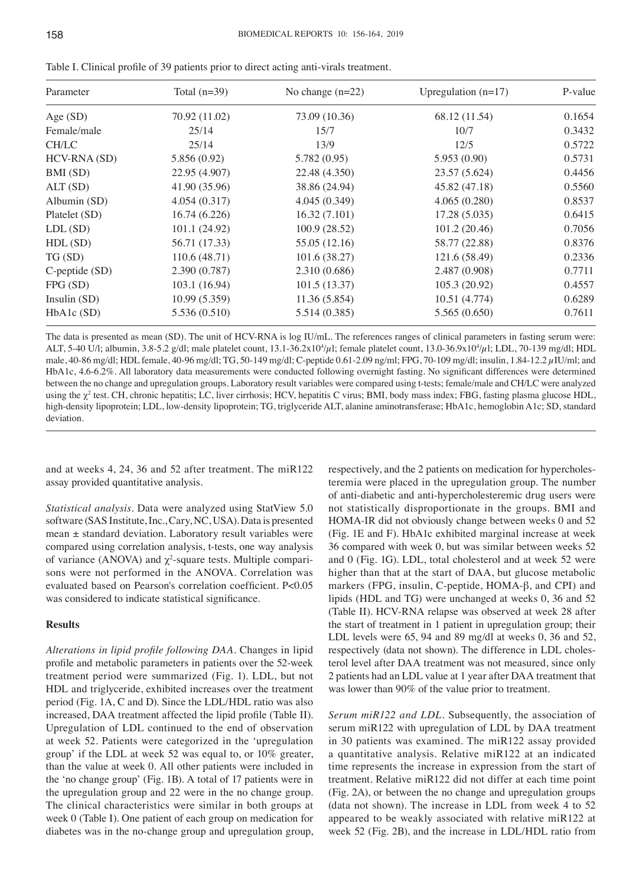Table I. Clinical profile of 39 patients prior to direct acting anti-virals treatment.

| Parameter | Total (n=39) | No change (n=22) | Upregulation (n=17) | P-value |
|---|---|---|---|---|
| Age (SD) | 70.92 (11.02) | 73.09 (10.36) | 68.12 (11.54) | 0.1654 |
| Female/male | 25/14 | 15/7 | 10/7 | 0.3432 |
| CH/LC | 25/14 | 13/9 | 12/5 | 0.5722 |
| HCV-RNA (SD) | 5.856 (0.92) | 5.782 (0.95) | 5.953 (0.90) | 0.5731 |
| BMI (SD) | 22.95 (4.907) | 22.48 (4.350) | 23.57 (5.624) | 0.4456 |
| ALT (SD) | 41.90 (35.96) | 38.86 (24.94) | 45.82 (47.18) | 0.5560 |
| Albumin (SD) | 4.054 (0.317) | 4.045 (0.349) | 4.065 (0.280) | 0.8537 |
| Platelet (SD) | 16.74 (6.226) | 16.32 (7.101) | 17.28 (5.035) | 0.6415 |
| LDL (SD) | 101.1 (24.92) | 100.9 (28.52) | 101.2 (20.46) | 0.7056 |
| HDL (SD) | 56.71 (17.33) | 55.05 (12.16) | 58.77 (22.88) | 0.8376 |
| TG (SD) | 110.6 (48.71) | 101.6 (38.27) | 121.6 (58.49) | 0.2336 |
| C-peptide (SD) | 2.390 (0.787) | 2.310 (0.686) | 2.487 (0.908) | 0.7711 |
| FPG (SD) | 103.1 (16.94) | 101.5 (13.37) | 105.3 (20.92) | 0.4557 |
| Insulin (SD) | 10.99 (5.359) | 11.36 (5.854) | 10.51 (4.774) | 0.6289 |
| HbA1c (SD) | 5.536 (0.510) | 5.514 (0.385) | 5.565 (0.650) | 0.7611 |

The data is presented as mean (SD). The unit of HCV-RNA is log IU/mL. The references ranges of clinical parameters in fasting serum were: ALT, 5-40 U/l; albumin, 3.8-5.2 g/dl; male platelet count, $13.1\text{-}36.2\times10^4/\mu l$; female platelet count, $13.0\text{-}36.9\times10^4/\mu l$; LDL, 70-139 mg/dl; HDL male, 40-86 mg/dl; HDL female, 40-96 mg/dl; TG, 50-149 mg/dl; C-peptide 0.61-2.09 ng/ml; FPG, 70-109 mg/dl; insulin, 1.84-12.2 $\mu$IU/ml; and HbA1c, 4.6-6.2%. All laboratory data measurements were conducted following overnight fasting. No significant differences were determined between the no change and upregulation groups. Laboratory result variables were compared using t-tests; female/male and CH/LC were analyzed using the $\chi^2$ test. CH, chronic hepatitis; LC, liver cirrhosis; HCV, hepatitis C virus; BMI, body mass index; FBG, fasting plasma glucose HDL, high-density lipoprotein; LDL, low-density lipoprotein; TG, triglyceride ALT, alanine aminotransferase; HbA1c, hemoglobin A1c; SD, standard deviation.

and at weeks 4, 24, 36 and 52 after treatment. The miR122 assay provided quantitative analysis.

*Statistical analysis.* Data were analyzed using StatView 5.0 software (SAS Institute, Inc., Cary, NC, USA). Data is presented mean ± standard deviation. Laboratory result variables were compared using correlation analysis, t-tests, one way analysis of variance (ANOVA) and $\chi^2$-square tests. Multiple comparisons were not performed in the ANOVA. Correlation was evaluated based on Pearson's correlation coefficient. $P<0.05$ was considered to indicate statistical significance.

## Results

*Alterations in lipid profile following DAA.* Changes in lipid profile and metabolic parameters in patients over the 52-week treatment period were summarized (Fig. 1). LDL, but not HDL and triglyceride, exhibited increases over the treatment period (Fig. 1A, C and D). Since the LDL/HDL ratio was also increased, DAA treatment affected the lipid profile (Table II). Upregulation of LDL continued to the end of observation at week 52. Patients were categorized in the 'upregulation group' if the LDL at week 52 was equal to, or 10% greater, than the value at week 0. All other patients were included in the 'no change group' (Fig. 1B). A total of 17 patients were in the upregulation group and 22 were in the no change group. The clinical characteristics were similar in both groups at week 0 (Table I). One patient of each group on medication for diabetes was in the no-change group and upregulation group, respectively, and the 2 patients on medication for hypercholesteremia were placed in the upregulation group. The number of anti-diabetic and anti-hypercholesteremic drug users were not statistically disproportionate in the groups. BMI and HOMA-IR did not obviously change between weeks 0 and 52 (Fig. 1E and F). HbA1c exhibited marginal increase at week 36 compared with week 0, but was similar between weeks 52 and 0 (Fig. 1G). LDL, total cholesterol and at week 52 were higher than that at the start of DAA, but glucose metabolic markers (FPG, insulin, C-peptide, HOMA-β, and CPI) and lipids (HDL and TG) were unchanged at weeks 0, 36 and 52 (Table II). HCV-RNA relapse was observed at week 28 after the start of treatment in 1 patient in upregulation group; their LDL levels were 65, 94 and 89 mg/dl at weeks 0, 36 and 52, respectively (data not shown). The difference in LDL cholesterol level after DAA treatment was not measured, since only 2 patients had an LDL value at 1 year after DAA treatment that was lower than 90% of the value prior to treatment.

*Serum miR122 and LDL.* Subsequently, the association of serum miR122 with upregulation of LDL by DAA treatment in 30 patients was examined. The miR122 assay provided a quantitative analysis. Relative miR122 at an indicated time represents the increase in expression from the start of treatment. Relative miR122 did not differ at each time point (Fig. 2A), or between the no change and upregulation groups (data not shown). The increase in LDL from week 4 to 52 appeared to be weakly associated with relative miR122 at week 52 (Fig. 2B), and the increase in LDL/HDL ratio from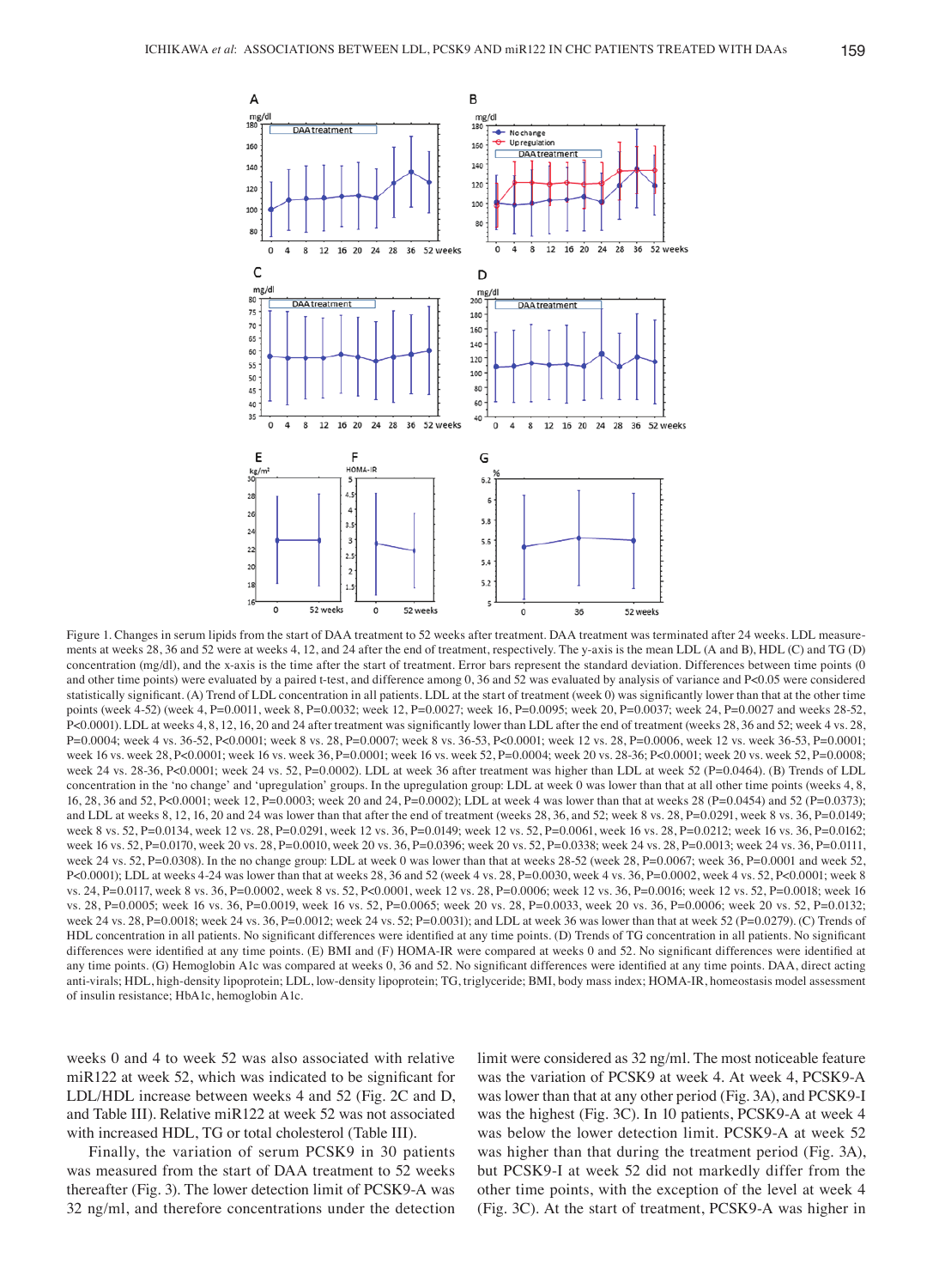Figure 1. Changes in serum lipids from the start of DAA treatment to 52 weeks after treatment. DAA treatment was terminated after 24 weeks. LDL measurements at weeks 28, 36 and 52 were at weeks 4, 12, and 24 after the end of treatment, respectively. The y-axis is the mean LDL (A and B), HDL (C) and TG (D) concentration (mg/dl), and the x-axis is the time after the start of treatment. Error bars represent the standard deviation. Differences between time points (0 and other time points) were evaluated by a paired t-test, and difference among 0, 36 and 52 was evaluated by analysis of variance and P<0.05 were considered statistically significant. (A) Trend of LDL concentration in all patients. LDL at the start of treatment (week 0) was significantly lower than that at the other time points (week 4-52) (week 4, P=0.0011, week 8, P=0.0032; week 12, P=0.0027; week 16, P=0.0095; week 20, P=0.0037; week 24, P=0.0027 and weeks 28-52, P<0.0001). LDL at weeks 4, 8, 12, 16, 20 and 24 after treatment was significantly lower than LDL after the end of treatment (weeks 28, 36 and 52; week 4 vs. 28, P=0.0004; week 4 vs. 36-52, P<0.0001; week 8 vs. 28, P=0.0007; week 8 vs. 36-53, P<0.0001; week 12 vs. 28, P=0.0006, week 12 vs. week 36-53, P=0.0001; week 16 vs. week 28, P<0.0001; week 16 vs. week 36, P=0.0001; week 16 vs. week 52, P=0.0004; week 20 vs. 28-36; P<0.0001; week 20 vs. week 52, P=0.0008; week 24 vs. 28-36, P<0.0001; week 24 vs. 52, P=0.0002). LDL at week 36 after treatment was higher than LDL at week 52 (P=0.0464). (B) Trends of LDL concentration in the 'no change' and 'upregulation' groups. In the upregulation group: LDL at week 0 was lower than that at all other time points (weeks 4, 8, 16, 28, 36 and 52, P<0.0001; week 12, P=0.0003; week 20 and 24, P=0.0002); LDL at week 4 was lower than that at weeks 28 (P=0.0454) and 52 (P=0.0373); and LDL at weeks 8, 12, 16, 20 and 24 was lower than that after the end of treatment (weeks 28, 36, and 52; week 8 vs. 28, P=0.0291, week 8 vs. 36, P=0.0149; week 8 vs. 52, P=0.0134, week 12 vs. 28, P=0.0291, week 12 vs. 36, P=0.0149; week 12 vs. 52, P=0.0061, week 16 vs. 28, P=0.0212; week 16 vs. 36, P=0.0162; week 16 vs. 52, P=0.0170, week 20 vs. 28, P=0.0010, week 20 vs. 36, P=0.0396; week 20 vs. 52, P=0.0338; week 24 vs. 28, P=0.0013; week 24 vs. 36, P=0.0111, week 24 vs. 52, P=0.0308). In the no change group: LDL at week 0 was lower than that at weeks 28-52 (week 28, P=0.0067; week 36, P=0.0001 and week 52, P<0.0001); LDL at weeks 4-24 was lower than that at weeks 28, 36 and 52 (week 4 vs. 28, P=0.0030, week 4 vs. 36, P=0.0002, week 4 vs. 52, P<0.0001; week 8 vs. 24, P=0.0117, week 8 vs. 36, P=0.0002, week 8 vs. 52, P<0.0001, week 12 vs. 28, P=0.0006; week 12 vs. 36, P=0.0016; week 12 vs. 52, P=0.0018; week 16 vs. 28, P=0.0005; week 16 vs. 36, P=0.0019, week 16 vs. 52, P=0.0065; week 20 vs. 28, P=0.0033, week 20 vs. 36, P=0.0006; week 20 vs. 52, P=0.0132; week 24 vs. 28, P=0.0018; week 24 vs. 36, P=0.0012; week 24 vs. 52; P=0.0031); and LDL at week 36 was lower than that at week 52 (P=0.0279). (C) Trends of HDL concentration in all patients. No significant differences were identified at any time points. (D) Trends of TG concentration in all patients. No significant differences were identified at any time points. (E) BMI and (F) HOMA-IR were compared at weeks 0 and 52. No significant differences were identified at any time points. (G) Hemoglobin A1c was compared at weeks 0, 36 and 52. No significant differences were identified at any time points. DAA, direct acting anti-virals; HDL, high-density lipoprotein; LDL, low-density lipoprotein; TG, triglyceride; BMI, body mass index; HOMA-IR, homeostasis model assessment of insulin resistance; HbA1c, hemoglobin A1c.

weeks 0 and 4 to week 52 was also associated with relative miR122 at week 52, which was indicated to be significant for LDL/HDL increase between weeks 4 and 52 (Fig. 2C and D, and Table III). Relative miR122 at week 52 was not associated with increased HDL, TG or total cholesterol (Table III).

Finally, the variation of serum PCSK9 in 30 patients was measured from the start of DAA treatment to 52 weeks thereafter (Fig. 3). The lower detection limit of PCSK9-A was 32 ng/ml, and therefore concentrations under the detection limit were considered as 32 ng/ml. The most noticeable feature was the variation of PCSK9 at week 4. At week 4, PCSK9-A was lower than that at any other period (Fig. 3A), and PCSK9-I was the highest (Fig. 3C). In 10 patients, PCSK9-A at week 4 was below the lower detection limit. PCSK9-A at week 52 was higher than that during the treatment period (Fig. 3A), but PCSK9-I at week 52 did not markedly differ from the other time points, with the exception of the level at week 4 (Fig. 3C). At the start of treatment, PCSK9-A was higher in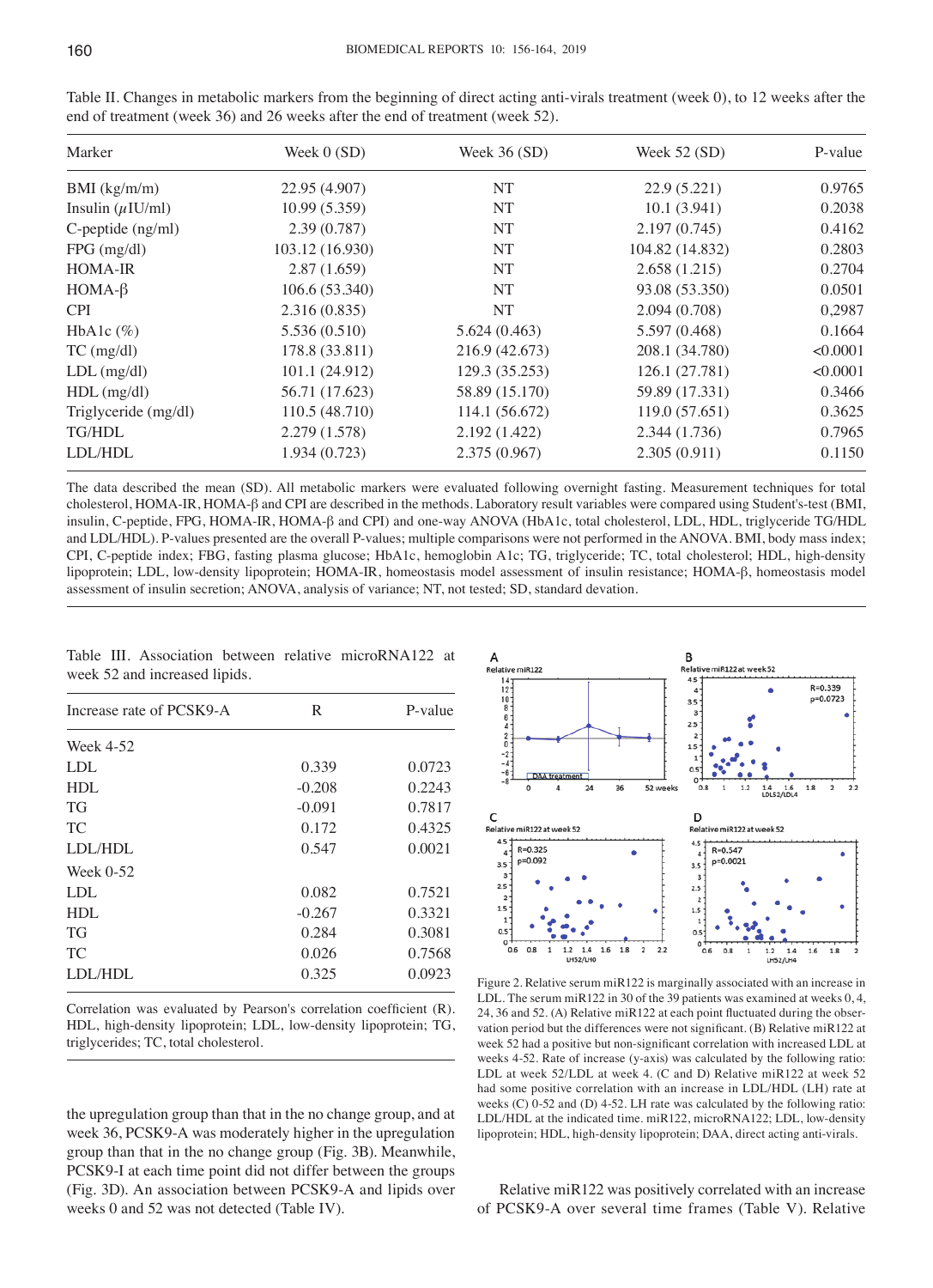Table II. Changes in metabolic markers from the beginning of direct acting anti-virals treatment (week 0), to 12 weeks after the end of treatment (week 36) and 26 weeks after the end of treatment (week 52).

| Marker | Week 0 (SD) | Week 36 (SD) | Week 52 (SD) | P-value |
|---|---|---|---|---|
| BMI (kg/m/m) | 22.95 (4.907) | NT | 22.9 (5.221) | 0.9765 |
| Insulin ($\mu$IU/ml) | 10.99 (5.359) | NT | 10.1 (3.941) | 0.2038 |
| C-peptide (ng/ml) | 2.39 (0.787) | NT | 2.197 (0.745) | 0.4162 |
| FPG (mg/dl) | 103.12 (16.930) | NT | 104.82 (14.832) | 0.2803 |
| HOMA-IR | 2.87 (1.659) | NT | 2.658 (1.215) | 0.2704 |
| HOMA-$\beta$ | 106.6 (53.340) | NT | 93.08 (53.350) | 0.0501 |
| CPI | 2.316 (0.835) | NT | 2.094 (0.708) | 0,2987 |
| HbA1c (%) | 5.536 (0.510) | 5.624 (0.463) | 5.597 (0.468) | 0.1664 |
| TC (mg/dl) | 178.8 (33.811) | 216.9 (42.673) | 208.1 (34.780) | <0.0001 |
| LDL (mg/dl) | 101.1 (24.912) | 129.3 (35.253) | 126.1 (27.781) | <0.0001 |
| HDL (mg/dl) | 56.71 (17.623) | 58.89 (15.170) | 59.89 (17.331) | 0.3466 |
| Triglyceride (mg/dl) | 110.5 (48.710) | 114.1 (56.672) | 119.0 (57.651) | 0.3625 |
| TG/HDL | 2.279 (1.578) | 2.192 (1.422) | 2.344 (1.736) | 0.7965 |
| LDL/HDL | 1.934 (0.723) | 2.375 (0.967) | 2.305 (0.911) | 0.1150 |

The data described the mean (SD). All metabolic markers were evaluated following overnight fasting. Measurement techniques for total cholesterol, HOMA-IR, HOMA-β and CPI are described in the methods. Laboratory result variables were compared using Student's-test (BMI, insulin, C-peptide, FPG, HOMA-IR, HOMA-β and CPI) and one-way ANOVA (HbA1c, total cholesterol, LDL, HDL, triglyceride TG/HDL and LDL/HDL). P-values presented are the overall P-values; multiple comparisons were not performed in the ANOVA. BMI, body mass index; CPI, C-peptide index; FBG, fasting plasma glucose; HbA1c, hemoglobin A1c; TG, triglyceride; TC, total cholesterol; HDL, high-density lipoprotein; LDL, low-density lipoprotein; HOMA-IR, homeostasis model assessment of insulin resistance; HOMA-β, homeostasis model assessment of insulin secretion; ANOVA, analysis of variance; NT, not tested; SD, standard devation.

Table III. Association between relative microRNA122 at week 52 and increased lipids.

| Increase rate of PCSK9-A | R | P-value |
|---|---|---|
| Week 4-52 | | |
| LDL | 0.339 | 0.0723 |
| HDL | -0.208 | 0.2243 |
| TG | -0.091 | 0.7817 |
| TC | 0.172 | 0.4325 |
| LDL/HDL | 0.547 | 0.0021 |
| Week 0-52 | | |
| LDL | 0.082 | 0.7521 |
| HDL | -0.267 | 0.3321 |
| TG | 0.284 | 0.3081 |
| TC | 0.026 | 0.7568 |
| LDL/HDL | 0.325 | 0.0923 |

Correlation was evaluated by Pearson's correlation coefficient (R). HDL, high-density lipoprotein; LDL, low-density lipoprotein; TG, triglycerides; TC, total cholesterol.

the upregulation group than that in the no change group, and at week 36, PCSK9-A was moderately higher in the upregulation group than that in the no change group (Fig. 3B). Meanwhile, PCSK9-I at each time point did not differ between the groups (Fig. 3D). An association between PCSK9-A and lipids over weeks 0 and 52 was not detected (Table IV).

Figure 2. Relative serum miR122 is marginally associated with an increase in LDL. The serum miR122 in 30 of the 39 patients was examined at weeks 0, 4, 24, 36 and 52. (A) Relative miR122 at each point fluctuated during the observation period but the differences were not significant. (B) Relative miR122 at week 52 had a positive but non-significant correlation with increased LDL at weeks 4-52. Rate of increase (y-axis) was calculated by the following ratio: LDL at week 52/LDL at week 4. (C and D) Relative miR122 at week 52 had some positive correlation with an increase in LDL/HDL (LH) rate at weeks (C) 0-52 and (D) 4-52. LH rate was calculated by the following ratio: LDL/HDL at the indicated time. miR122, microRNA122; LDL, low-density lipoprotein; HDL, high-density lipoprotein; DAA, direct acting anti-virals.

Relative miR122 was positively correlated with an increase of PCSK9-A over several time frames (Table V). Relative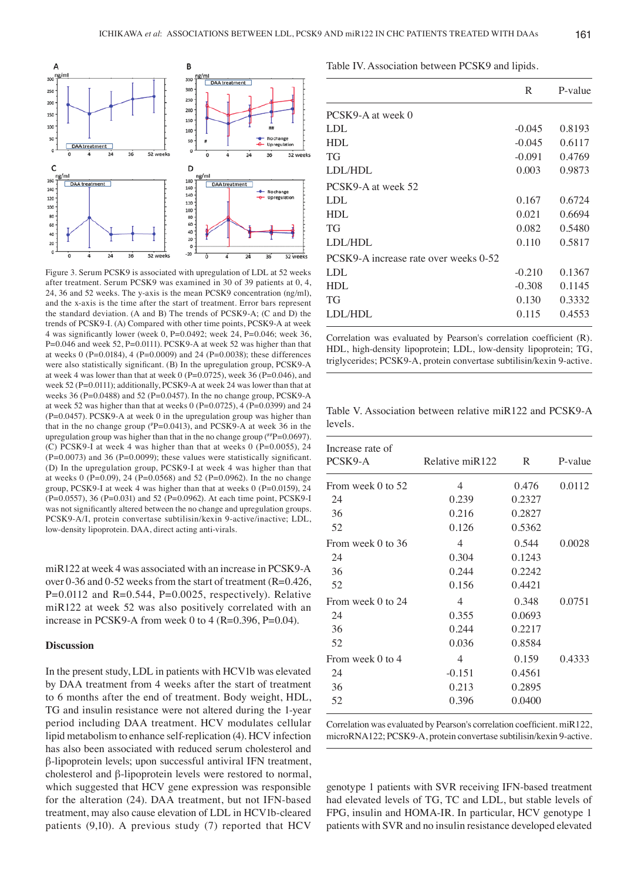Figure 3. Serum PCSK9 is associated with upregulation of LDL at 52 weeks after treatment. Serum PCSK9 was examined in 30 of 39 patients at 0, 4, 24, 36 and 52 weeks. The y-axis is the mean PCSK9 concentration (ng/ml), and the x-axis is the time after the start of treatment. Error bars represent the standard deviation. (A and B) The trends of PCSK9-A; (C and D) the trends of PCSK9-I. (A) Compared with other time points, PCSK9-A at week 4 was significantly lower (week 0, P=0.0492; week 24, P=0.046; week 36, P=0.046 and week 52, P=0.0111). PCSK9-A at week 52 was higher than that at weeks 0 (P=0.0184), 4 (P=0.0009) and 24 (P=0.0038); these differences were also statistically significant. (B) In the upregulation group, PCSK9-A at week 4 was lower than that at week 0 (P=0.0725), week 36 (P=0.046), and week 52 (P=0.0111); additionally, PCSK9-A at week 24 was lower than that at weeks 36 (P=0.0488) and 52 (P=0.0457). In the no change group, PCSK9-A at week 52 was higher than that at weeks 0 (P=0.0725), 4 (P=0.0399) and 24 (P=0.0457). PCSK9-A at week 0 in the upregulation group was higher than that in the no change group (#P=0.0413), and PCSK9-A at week 36 in the upregulation group was higher than that in the no change group (##P=0.0697). (C) PCSK9-I at week 4 was higher than that at weeks 0 (P=0.0055), 24 (P=0.0073) and 36 (P=0.0099); these values were statistically significant. (D) In the upregulation group, PCSK9-I at week 4 was higher than that at weeks 0 (P=0.09), 24 (P=0.0568) and 52 (P=0.0962). In the no change group, PCSK9-I at week 4 was higher than that at weeks 0 (P=0.0159), 24 (P=0.0557), 36 (P=0.031) and 52 (P=0.0962). At each time point, PCSK9-I was not significantly altered between the no change and upregulation groups. PCSK9-A/I, protein convertase subtilisin/kexin 9-active/inactive; LDL, low-density lipoprotein. DAA, direct acting anti-virals.

miR122 at week 4 was associated with an increase in PCSK9-A over 0-36 and 0-52 weeks from the start of treatment (R=0.426, P=0.0112 and R=0.544, P=0.0025, respectively). Relative miR122 at week 52 was also positively correlated with an increase in PCSK9-A from week 0 to 4 (R=0.396, P=0.04).

## Discussion

In the present study, LDL in patients with HCV1b was elevated by DAA treatment from 4 weeks after the start of treatment to 6 months after the end of treatment. Body weight, HDL, TG and insulin resistance were not altered during the 1-year period including DAA treatment. HCV modulates cellular lipid metabolism to enhance self-replication (4). HCV infection has also been associated with reduced serum cholesterol and β-lipoprotein levels; upon successful antiviral IFN treatment, cholesterol and β-lipoprotein levels were restored to normal, which suggested that HCV gene expression was responsible for the alteration (24). DAA treatment, but not IFN-based treatment, may also cause elevation of LDL in HCV1b-cleared patients (9,10). A previous study (7) reported that HCV genotype 1 patients with SVR receiving IFN-based treatment had elevated levels of TG, TC and LDL, but stable levels of FPG, insulin and HOMA-IR. In particular, HCV genotype 1 patients with SVR and no insulin resistance developed elevated

Table IV. Association between PCSK9 and lipids.

| | R | P-value |
|---|---|---|
| PCSK9-A at week 0 | | |
| LDL | -0.045 | 0.8193 |
| HDL | -0.045 | 0.6117 |
| TG | -0.091 | 0.4769 |
| LDL/HDL | 0.003 | 0.9873 |
| PCSK9-A at week 52 | | |
| LDL | 0.167 | 0.6724 |
| HDL | 0.021 | 0.6694 |
| TG | 0.082 | 0.5480 |
| LDL/HDL | 0.110 | 0.5817 |
| PCSK9-A increase rate over weeks 0-52 | | |
| LDL | -0.210 | 0.1367 |
| HDL | -0.308 | 0.1145 |
| TG | 0.130 | 0.3332 |
| LDL/HDL | 0.115 | 0.4553 |

Correlation was evaluated by Pearson's correlation coefficient (R). HDL, high-density lipoprotein; LDL, low-density lipoprotein; TG, triglycerides; PCSK9-A, protein convertase subtilisin/kexin 9-active.

Table V. Association between relative miR122 and PCSK9-A levels.

| Increase rate of PCSK9-A | Relative miR122 | R | P-value |
|---|---|---|---|
| From week 0 to 52 | 4 | 0.476 | 0.0112 |
| 24 | 0.239 | 0.2327 | |
| 36 | 0.216 | 0.2827 | |
| 52 | 0.126 | 0.5362 | |
| From week 0 to 36 | 4 | 0.544 | 0.0028 |
| 24 | 0.304 | 0.1243 | |
| 36 | 0.244 | 0.2242 | |
| 52 | 0.156 | 0.4421 | |
| From week 0 to 24 | 4 | 0.348 | 0.0751 |
| 24 | 0.355 | 0.0693 | |
| 36 | 0.244 | 0.2217 | |
| 52 | 0.036 | 0.8584 | |
| From week 0 to 4 | 4 | 0.159 | 0.4333 |
| 24 | -0.151 | 0.4561 | |
| 36 | 0.213 | 0.2895 | |
| 52 | 0.396 | 0.0400 | |

Correlation was evaluated by Pearson's correlation coefficient. miR122, microRNA122; PCSK9-A, protein convertase subtilisin/kexin 9-active.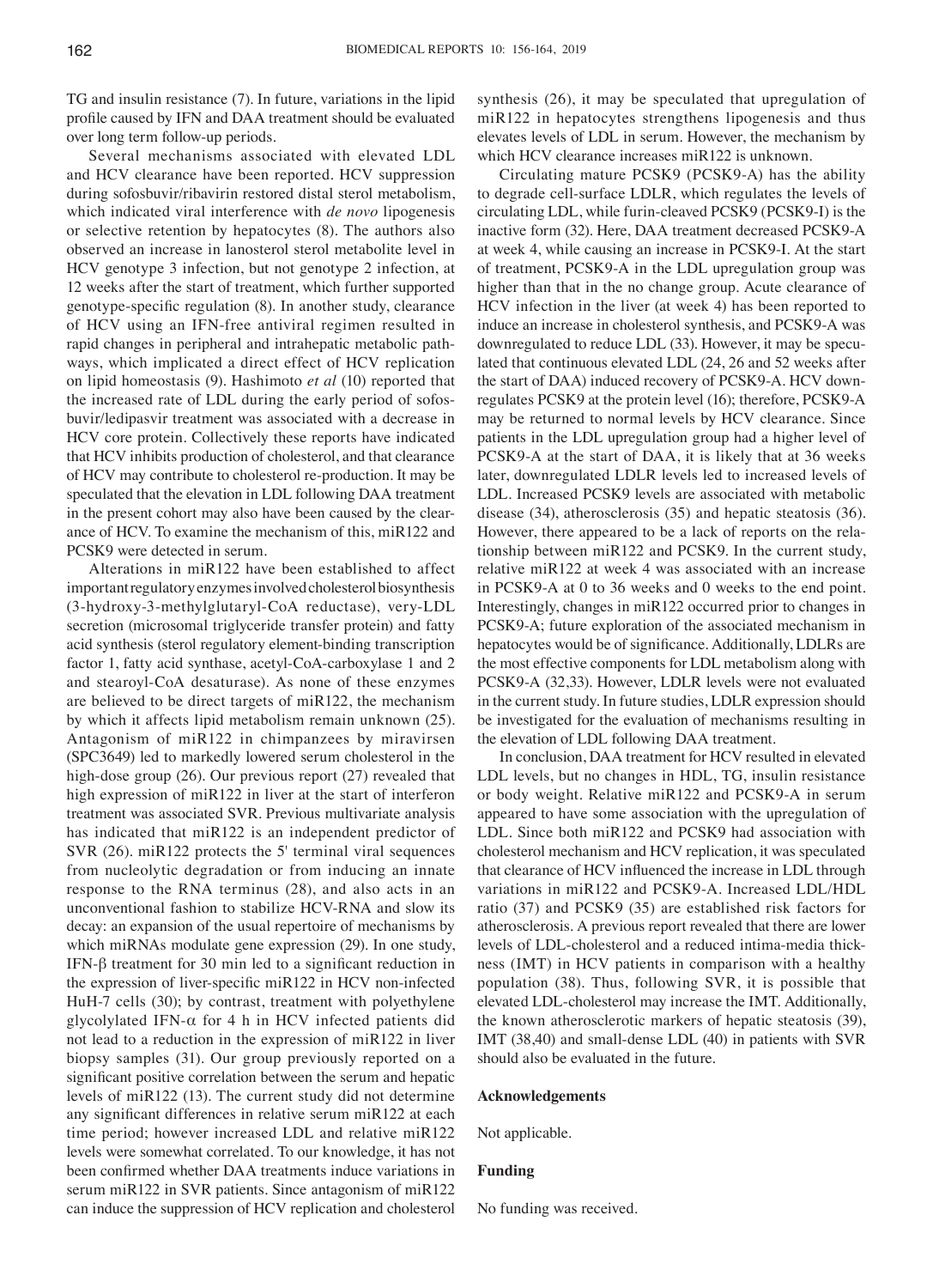TG and insulin resistance (7). In future, variations in the lipid profile caused by IFN and DAA treatment should be evaluated over long term follow-up periods.

Several mechanisms associated with elevated LDL and HCV clearance have been reported. HCV suppression during sofosbuvir/ribavirin restored distal sterol metabolism, which indicated viral interference with *de novo* lipogenesis or selective retention by hepatocytes (8). The authors also observed an increase in lanosterol sterol metabolite level in HCV genotype 3 infection, but not genotype 2 infection, at 12 weeks after the start of treatment, which further supported genotype-specific regulation (8). In another study, clearance of HCV using an IFN-free antiviral regimen resulted in rapid changes in peripheral and intrahepatic metabolic pathways, which implicated a direct effect of HCV replication on lipid homeostasis (9). Hashimoto *et al* (10) reported that the increased rate of LDL during the early period of sofosbuvir/ledipasvir treatment was associated with a decrease in HCV core protein. Collectively these reports have indicated that HCV inhibits production of cholesterol, and that clearance of HCV may contribute to cholesterol re-production. It may be speculated that the elevation in LDL following DAA treatment in the present cohort may also have been caused by the clearance of HCV. To examine the mechanism of this, miR122 and PCSK9 were detected in serum.

Alterations in miR122 have been established to affect important regulatory enzymes involved cholesterol biosynthesis (3-hydroxy-3-methylglutaryl-CoA reductase), very-LDL secretion (microsomal triglyceride transfer protein) and fatty acid synthesis (sterol regulatory element-binding transcription factor 1, fatty acid synthase, acetyl-CoA-carboxylase 1 and 2 and stearoyl-CoA desaturase). As none of these enzymes are believed to be direct targets of miR122, the mechanism by which it affects lipid metabolism remain unknown (25). Antagonism of miR122 in chimpanzees by miravirsen (SPC3649) led to markedly lowered serum cholesterol in the high-dose group (26). Our previous report (27) revealed that high expression of miR122 in liver at the start of interferon treatment was associated SVR. Previous multivariate analysis has indicated that miR122 is an independent predictor of SVR (26). miR122 protects the 5' terminal viral sequences from nucleolytic degradation or from inducing an innate response to the RNA terminus (28), and also acts in an unconventional fashion to stabilize HCV-RNA and slow its decay: an expansion of the usual repertoire of mechanisms by which miRNAs modulate gene expression (29). In one study, IFN-$\beta$ treatment for 30 min led to a significant reduction in the expression of liver-specific miR122 in HCV non-infected HuH-7 cells (30); by contrast, treatment with polyethylene glycolylated IFN-$\alpha$ for 4 h in HCV infected patients did not lead to a reduction in the expression of miR122 in liver biopsy samples (31). Our group previously reported on a significant positive correlation between the serum and hepatic levels of miR122 (13). The current study did not determine any significant differences in relative serum miR122 at each time period; however increased LDL and relative miR122 levels were somewhat correlated. To our knowledge, it has not been confirmed whether DAA treatments induce variations in serum miR122 in SVR patients. Since antagonism of miR122 can induce the suppression of HCV replication and cholesterol synthesis (26), it may be speculated that upregulation of miR122 in hepatocytes strengthens lipogenesis and thus elevates levels of LDL in serum. However, the mechanism by which HCV clearance increases miR122 is unknown.

Circulating mature PCSK9 (PCSK9-A) has the ability to degrade cell-surface LDLR, which regulates the levels of circulating LDL, while furin-cleaved PCSK9 (PCSK9-I) is the inactive form (32). Here, DAA treatment decreased PCSK9-A at week 4, while causing an increase in PCSK9-I. At the start of treatment, PCSK9-A in the LDL upregulation group was higher than that in the no change group. Acute clearance of HCV infection in the liver (at week 4) has been reported to induce an increase in cholesterol synthesis, and PCSK9-A was downregulated to reduce LDL (33). However, it may be speculated that continuous elevated LDL (24, 26 and 52 weeks after the start of DAA) induced recovery of PCSK9-A. HCV downregulates PCSK9 at the protein level (16); therefore, PCSK9-A may be returned to normal levels by HCV clearance. Since patients in the LDL upregulation group had a higher level of PCSK9-A at the start of DAA, it is likely that at 36 weeks later, downregulated LDLR levels led to increased levels of LDL. Increased PCSK9 levels are associated with metabolic disease (34), atherosclerosis (35) and hepatic steatosis (36). However, there appeared to be a lack of reports on the relationship between miR122 and PCSK9. In the current study, relative miR122 at week 4 was associated with an increase in PCSK9-A at 0 to 36 weeks and 0 weeks to the end point. Interestingly, changes in miR122 occurred prior to changes in PCSK9-A; future exploration of the associated mechanism in hepatocytes would be of significance. Additionally, LDLRs are the most effective components for LDL metabolism along with PCSK9-A (32,33). However, LDLR levels were not evaluated in the current study. In future studies, LDLR expression should be investigated for the evaluation of mechanisms resulting in the elevation of LDL following DAA treatment.

In conclusion, DAA treatment for HCV resulted in elevated LDL levels, but no changes in HDL, TG, insulin resistance or body weight. Relative miR122 and PCSK9-A in serum appeared to have some association with the upregulation of LDL. Since both miR122 and PCSK9 had association with cholesterol mechanism and HCV replication, it was speculated that clearance of HCV influenced the increase in LDL through variations in miR122 and PCSK9-A. Increased LDL/HDL ratio (37) and PCSK9 (35) are established risk factors for atherosclerosis. A previous report revealed that there are lower levels of LDL-cholesterol and a reduced intima-media thickness (IMT) in HCV patients in comparison with a healthy population (38). Thus, following SVR, it is possible that elevated LDL-cholesterol may increase the IMT. Additionally, the known atherosclerotic markers of hepatic steatosis (39), IMT (38,40) and small-dense LDL (40) in patients with SVR should also be evaluated in the future.

## Acknowledgements

Not applicable.

## Funding

No funding was received.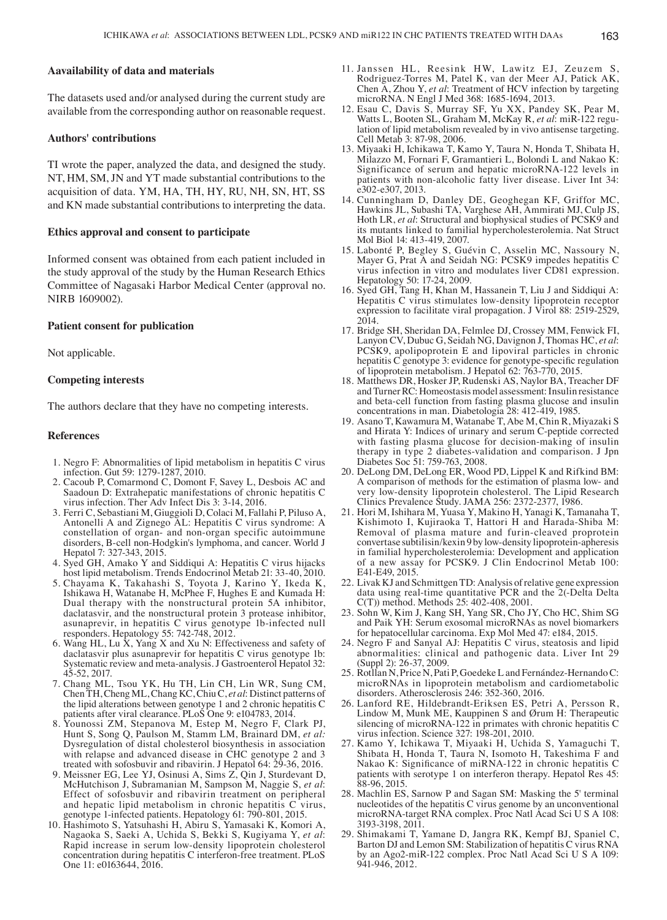## Aavailability of data and materials

The datasets used and/or analysed during the current study are available from the corresponding author on reasonable request.

## Authors' contributions

TI wrote the paper, analyzed the data, and designed the study. NT, HM, SM, JN and YT made substantial contributions to the acquisition of data. YM, HA, TH, HY, RU, NH, SN, HT, SS and KN made substantial contributions to interpreting the data.

## Ethics approval and consent to participate

Informed consent was obtained from each patient included in the study approval of the study by the Human Research Ethics Committee of Nagasaki Harbor Medical Center (approval no. NIRB 1609002).

## Patient consent for publication

Not applicable.

## Competing interests

The authors declare that they have no competing interests.

## References

1. Negro F: Abnormalities of lipid metabolism in hepatitis C virus infection. Gut 59: 1279-1287, 2010.
2. Cacoub P, Comarmond C, Domont F, Savey L, Desbois AC and Saadoun D: Extrahepatic manifestations of chronic hepatitis C virus infection. Ther Adv Infect Dis 3: 3-14, 2016.
3. Ferri C, Sebastiani M, Giuggioli D, Colaci M, Fallahi P, Piluso A, Antonelli A and Zignego AL: Hepatitis C virus syndrome: A constellation of organ- and non-organ specific autoimmune disorders, B-cell non-Hodgkin's lymphoma, and cancer. World J Hepatol 7: 327-343, 2015.
4. Syed GH, Amako Y and Siddiqui A: Hepatitis C virus hijacks host lipid metabolism. Trends Endocrinol Metab 21: 33-40, 2010.
5. Chayama K, Takahashi S, Toyota J, Karino Y, Ikeda K, Ishikawa H, Watanabe H, McPhee F, Hughes E and Kumada H: Dual therapy with the nonstructural protein 5A inhibitor, daclatasvir, and the nonstructural protein 3 protease inhibitor, asunaprevir, in hepatitis C virus genotype 1b-infected null responders. Hepatology 55: 742-748, 2012.
6. Wang HL, Lu X, Yang X and Xu N: Effectiveness and safety of daclatasvir plus asunaprevir for hepatitis C virus genotype 1b: Systematic review and meta-analysis. J Gastroenterol Hepatol 32: 45-52, 2017.
7. Chang ML, Tsou YK, Hu TH, Lin CH, Lin WR, Sung CM, Chen TH, Cheng ML, Chang KC, Chiu C, *et al*: Distinct patterns of the lipid alterations between genotype 1 and 2 chronic hepatitis C patients after viral clearance. PLoS One 9: e104783, 2014.
8. Younossi ZM, Stepanova M, Estep M, Negro F, Clark PJ, Hunt S, Song Q, Paulson M, Stamm LM, Brainard DM, *et al:* Dysregulation of distal cholesterol biosynthesis in association with relapse and advanced disease in CHC genotype 2 and 3 treated with sofosbuvir and ribavirin. J Hepatol 64: 29-36, 2016.
9. Meissner EG, Lee YJ, Osinusi A, Sims Z, Qin J, Sturdevant D, McHutchison J, Subramanian M, Sampson M, Naggie S, *et al*: Effect of sofosbuvir and ribavirin treatment on peripheral and hepatic lipid metabolism in chronic hepatitis C virus, genotype 1-infected patients. Hepatology 61: 790-801, 2015.
10. Hashimoto S, Yatsuhashi H, Abiru S, Yamasaki K, Komori A, Nagaoka S, Saeki A, Uchida S, Bekki S, Kugiyama Y, *et al*: Rapid increase in serum low-density lipoprotein cholesterol concentration during hepatitis C interferon-free treatment. PLoS One 11: e0163644, 2016.
11. Janssen HL, Reesink HW, Lawitz EJ, Zeuzem S, Rodriguez-Torres M, Patel K, van der Meer AJ, Patick AK, Chen A, Zhou Y, *et al*: Treatment of HCV infection by targeting microRNA. N Engl J Med 368: 1685-1694, 2013.
12. Esau C, Davis S, Murray SF, Yu XX, Pandey SK, Pear M, Watts L, Booten SL, Graham M, McKay R, *et al*: miR-122 regulation of lipid metabolism revealed by in vivo antisense targeting. Cell Metab 3: 87-98, 2006.
13. Miyaaki H, Ichikawa T, Kamo Y, Taura N, Honda T, Shibata H, Milazzo M, Fornari F, Gramantieri L, Bolondi L and Nakao K: Significance of serum and hepatic microRNA-122 levels in patients with non-alcoholic fatty liver disease. Liver Int 34: e302-e307, 2013.
14. Cunningham D, Danley DE, Geoghegan KF, Griffor MC, Hawkins JL, Subashi TA, Varghese AH, Ammirati MJ, Culp JS, Hoth LR, *et al*: Structural and biophysical studies of PCSK9 and its mutants linked to familial hypercholesterolemia. Nat Struct Mol Biol 14: 413-419, 2007.
15. Labonté P, Begley S, Guévin C, Asselin MC, Nassoury N, Mayer G, Prat A and Seidah NG: PCSK9 impedes hepatitis C virus infection in vitro and modulates liver CD81 expression. Hepatology 50: 17-24, 2009.
16. Syed GH, Tang H, Khan M, Hassanein T, Liu J and Siddiqui A: Hepatitis C virus stimulates low-density lipoprotein receptor expression to facilitate viral propagation. J Virol 88: 2519-2529, 2014.
17. Bridge SH, Sheridan DA, Felmlee DJ, Crossey MM, Fenwick FI, Lanyon CV, Dubuc G, Seidah NG, Davignon J, Thomas HC, *et al*: PCSK9, apolipoprotein E and lipoviral particles in chronic hepatitis C genotype 3: evidence for genotype-specific regulation of lipoprotein metabolism. J Hepatol 62: 763-770, 2015.
18. Matthews DR, Hosker JP, Rudenski AS, Naylor BA, Treacher DF and Turner RC: Homeostasis model assessment: Insulin resistance and beta-cell function from fasting plasma glucose and insulin concentrations in man. Diabetologia 28: 412-419, 1985.
19. Asano T, Kawamura M, Watanabe T, Abe M, Chin R, Miyazaki S and Hirata Y: Indices of urinary and serum C-peptide corrected with fasting plasma glucose for decision-making of insulin therapy in type 2 diabetes-validation and comparison. J Jpn Diabetes Soc 51: 759-763, 2008.
20. DeLong DM, DeLong ER, Wood PD, Lippel K and Rifkind BM: A comparison of methods for the estimation of plasma low- and very low-density lipoprotein cholesterol. The Lipid Research Clinics Prevalence Study. JAMA 256: 2372-2377, 1986.
21. Hori M, Ishihara M, Yuasa Y, Makino H, Yanagi K, Tamanaha T, Kishimoto I, Kujiraoka T, Hattori H and Harada-Shiba M: Removal of plasma mature and furin-cleaved proprotein convertase subtilisin/kexin 9 by low-density lipoprotein-apheresis in familial hypercholesterolemia: Development and application of a new assay for PCSK9. J Clin Endocrinol Metab 100: E41-E49, 2015.
22. Livak KJ and Schmittgen TD: Analysis of relative gene expression data using real-time quantitative PCR and the 2(-Delta Delta C(T)) method. Methods 25: 402-408, 2001.
23. Sohn W, Kim J, Kang SH, Yang SR, Cho JY, Cho HC, Shim SG and Paik YH: Serum exosomal microRNAs as novel biomarkers for hepatocellular carcinoma. Exp Mol Med 47: e184, 2015.
24. Negro F and Sanyal AJ: Hepatitis C virus, steatosis and lipid abnormalities: clinical and pathogenic data. Liver Int 29 (Suppl 2): 26-37, 2009.
25. Rotllan N, Price N, Pati P, Goedeke L and Fernández-Hernando C: microRNAs in lipoprotein metabolism and cardiometabolic disorders. Atherosclerosis 246: 352-360, 2016.
26. Lanford RE, Hildebrandt-Eriksen ES, Petri A, Persson R, Lindow M, Munk ME, Kauppinen S and Ørum H: Therapeutic silencing of microRNA-122 in primates with chronic hepatitis C virus infection. Science 327: 198-201, 2010.
27. Kamo Y, Ichikawa T, Miyaaki H, Uchida S, Yamaguchi T, Shibata H, Honda T, Taura N, Isomoto H, Takeshima F and Nakao K: Significance of miRNA-122 in chronic hepatitis C patients with serotype 1 on interferon therapy. Hepatol Res 45: 88-96, 2015.
28. Machlin ES, Sarnow P and Sagan SM: Masking the 5' terminal nucleotides of the hepatitis C virus genome by an unconventional microRNA-target RNA complex. Proc Natl Acad Sci U S A 108: 3193-3198, 2011.
29. Shimakami T, Yamane D, Jangra RK, Kempf BJ, Spaniel C, Barton DJ and Lemon SM: Stabilization of hepatitis C virus RNA by an Ago2-miR-122 complex. Proc Natl Acad Sci U S A 109: 941-946, 2012.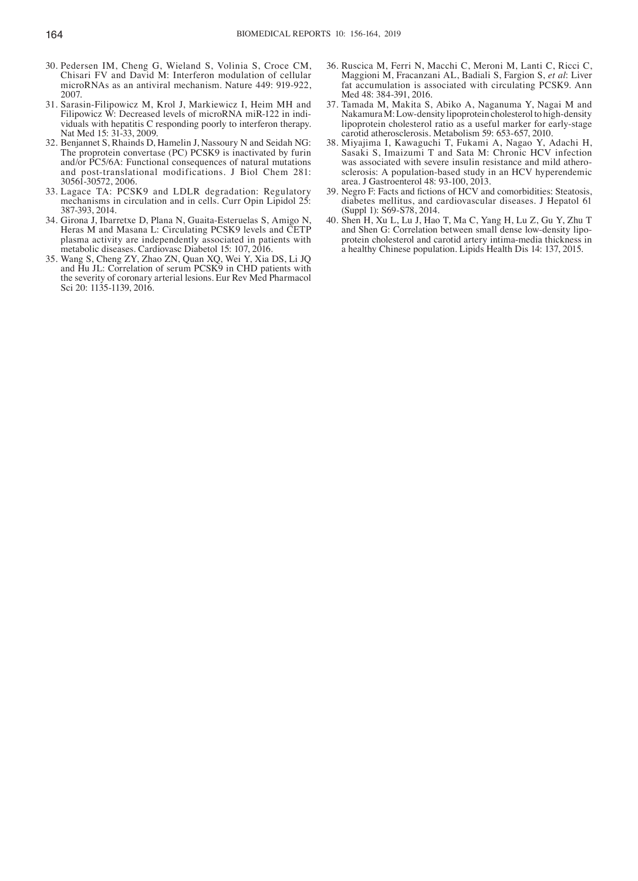30. Pedersen IM, Cheng G, Wieland S, Volinia S, Croce CM, Chisari FV and David M: Interferon modulation of cellular microRNAs as an antiviral mechanism. Nature 449: 919-922, 2007.
31. Sarasin-Filipowicz M, Krol J, Markiewicz I, Heim MH and Filipowicz W: Decreased levels of microRNA miR-122 in individuals with hepatitis C responding poorly to interferon therapy. Nat Med 15: 31-33, 2009.
32. Benjannet S, Rhainds D, Hamelin J, Nassoury N and Seidah NG: The proprotein convertase (PC) PCSK9 is inactivated by furin and/or PC5/6A: Functional consequences of natural mutations and post-translational modifications. J Biol Chem 281: 30561-30572, 2006.
33. Lagace TA: PCSK9 and LDLR degradation: Regulatory mechanisms in circulation and in cells. Curr Opin Lipidol 25: 387-393, 2014.
34. Girona J, Ibarretxe D, Plana N, Guaita-Esteruelas S, Amigo N, Heras M and Masana L: Circulating PCSK9 levels and CETP plasma activity are independently associated in patients with metabolic diseases. Cardiovasc Diabetol 15: 107, 2016.
35. Wang S, Cheng ZY, Zhao ZN, Quan XQ, Wei Y, Xia DS, Li JQ and Hu JL: Correlation of serum PCSK9 in CHD patients with the severity of coronary arterial lesions. Eur Rev Med Pharmacol Sci 20: 1135-1139, 2016.
36. Ruscica M, Ferri N, Macchi C, Meroni M, Lanti C, Ricci C, Maggioni M, Fracanzani AL, Badiali S, Fargion S, *et al*: Liver fat accumulation is associated with circulating PCSK9. Ann Med 48: 384-391, 2016.
37. Tamada M, Makita S, Abiko A, Naganuma Y, Nagai M and Nakamura M: Low-density lipoprotein cholesterol to high-density lipoprotein cholesterol ratio as a useful marker for early-stage carotid atherosclerosis. Metabolism 59: 653-657, 2010.
38. Miyajima I, Kawaguchi T, Fukami A, Nagao Y, Adachi H, Sasaki S, Imaizumi T and Sata M: Chronic HCV infection was associated with severe insulin resistance and mild atherosclerosis: A population-based study in an HCV hyperendemic area. J Gastroenterol 48: 93-100, 2013.
39. Negro F: Facts and fictions of HCV and comorbidities: Steatosis, diabetes mellitus, and cardiovascular diseases. J Hepatol 61 (Suppl 1): S69-S78, 2014.
40. Shen H, Xu L, Lu J, Hao T, Ma C, Yang H, Lu Z, Gu Y, Zhu T and Shen G: Correlation between small dense low-density lipoprotein cholesterol and carotid artery intima-media thickness in a healthy Chinese population. Lipids Health Dis 14: 137, 2015.